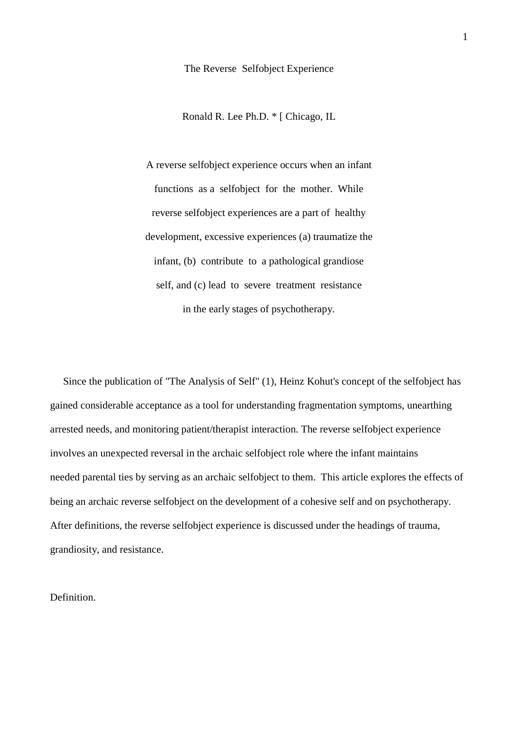# The Reverse Selfobject Experience

Ronald R. Lee Ph.D. * [ Chicago, IL

A reverse selfobject experience occurs when an infant functions as a selfobject for the mother. While reverse selfobject experiences are a part of healthy development, excessive experiences (a) traumatize the infant, (b) contribute to a pathological grandiose self, and (c) lead to severe treatment resistance in the early stages of psychotherapy.

Since the publication of "The Analysis of Self" (1), Heinz Kohut's concept of the selfobject has gained considerable acceptance as a tool for understanding fragmentation symptoms, unearthing arrested needs, and monitoring patient/therapist interaction. The reverse selfobject experience involves an unexpected reversal in the archaic selfobject role where the infant maintains needed parental ties by serving as an archaic selfobject to them. This article explores the effects of being an archaic reverse selfobject on the development of a cohesive self and on psychotherapy. After definitions, the reverse selfobject experience is discussed under the headings of trauma, grandiosity, and resistance.

## Definition.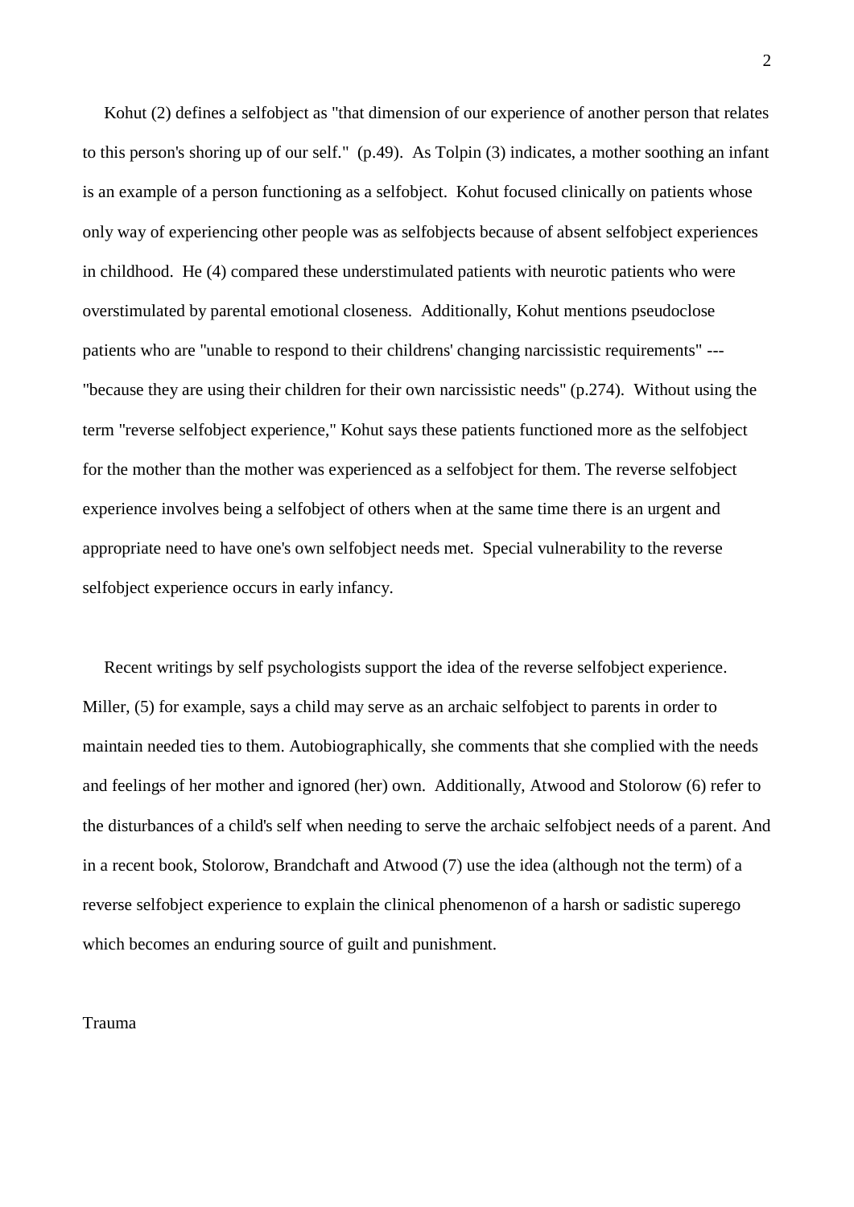Kohut (2) defines a selfobject as "that dimension of our experience of another person that relates to this person's shoring up of our self." (p.49). As Tolpin (3) indicates, a mother soothing an infant is an example of a person functioning as a selfobject. Kohut focused clinically on patients whose only way of experiencing other people was as selfobjects because of absent selfobject experiences in childhood. He (4) compared these understimulated patients with neurotic patients who were overstimulated by parental emotional closeness. Additionally, Kohut mentions pseudoclose patients who are "unable to respond to their childrens' changing narcissistic requirements" --- "because they are using their children for their own narcissistic needs" (p.274). Without using the term "reverse selfobject experience," Kohut says these patients functioned more as the selfobject for the mother than the mother was experienced as a selfobject for them. The reverse selfobject experience involves being a selfobject of others when at the same time there is an urgent and appropriate need to have one's own selfobject needs met. Special vulnerability to the reverse selfobject experience occurs in early infancy.

Recent writings by self psychologists support the idea of the reverse selfobject experience. Miller, (5) for example, says a child may serve as an archaic selfobject to parents in order to maintain needed ties to them. Autobiographically, she comments that she complied with the needs and feelings of her mother and ignored (her) own. Additionally, Atwood and Stolorow (6) refer to the disturbances of a child's self when needing to serve the archaic selfobject needs of a parent. And in a recent book, Stolorow, Brandchaft and Atwood (7) use the idea (although not the term) of a reverse selfobject experience to explain the clinical phenomenon of a harsh or sadistic superego which becomes an enduring source of guilt and punishment.

## Trauma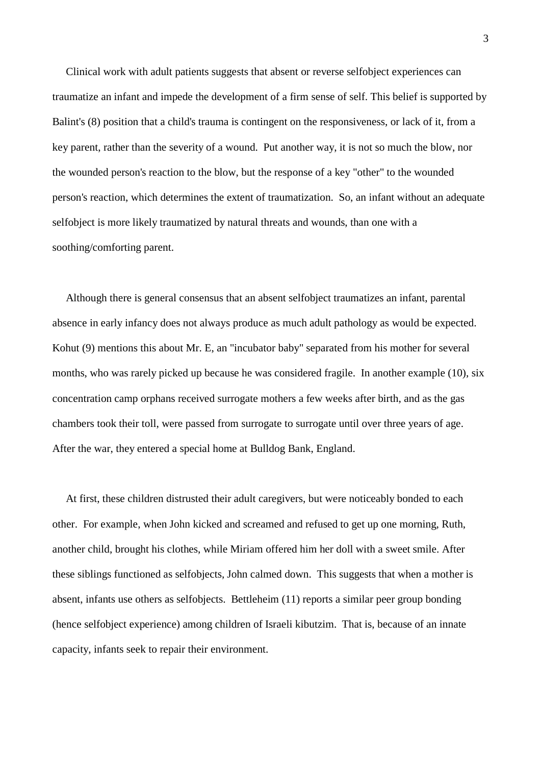Clinical work with adult patients suggests that absent or reverse selfobject experiences can traumatize an infant and impede the development of a firm sense of self. This belief is supported by Balint's (8) position that a child's trauma is contingent on the responsiveness, or lack of it, from a key parent, rather than the severity of a wound. Put another way, it is not so much the blow, nor the wounded person's reaction to the blow, but the response of a key "other" to the wounded person's reaction, which determines the extent of traumatization. So, an infant without an adequate selfobject is more likely traumatized by natural threats and wounds, than one with a soothing/comforting parent.

Although there is general consensus that an absent selfobject traumatizes an infant, parental absence in early infancy does not always produce as much adult pathology as would be expected. Kohut (9) mentions this about Mr. E, an "incubator baby" separated from his mother for several months, who was rarely picked up because he was considered fragile. In another example (10), six concentration camp orphans received surrogate mothers a few weeks after birth, and as the gas chambers took their toll, were passed from surrogate to surrogate until over three years of age. After the war, they entered a special home at Bulldog Bank, England.

At first, these children distrusted their adult caregivers, but were noticeably bonded to each other. For example, when John kicked and screamed and refused to get up one morning, Ruth, another child, brought his clothes, while Miriam offered him her doll with a sweet smile. After these siblings functioned as selfobjects, John calmed down. This suggests that when a mother is absent, infants use others as selfobjects. Bettleheim (11) reports a similar peer group bonding (hence selfobject experience) among children of Israeli kibutzim. That is, because of an innate capacity, infants seek to repair their environment.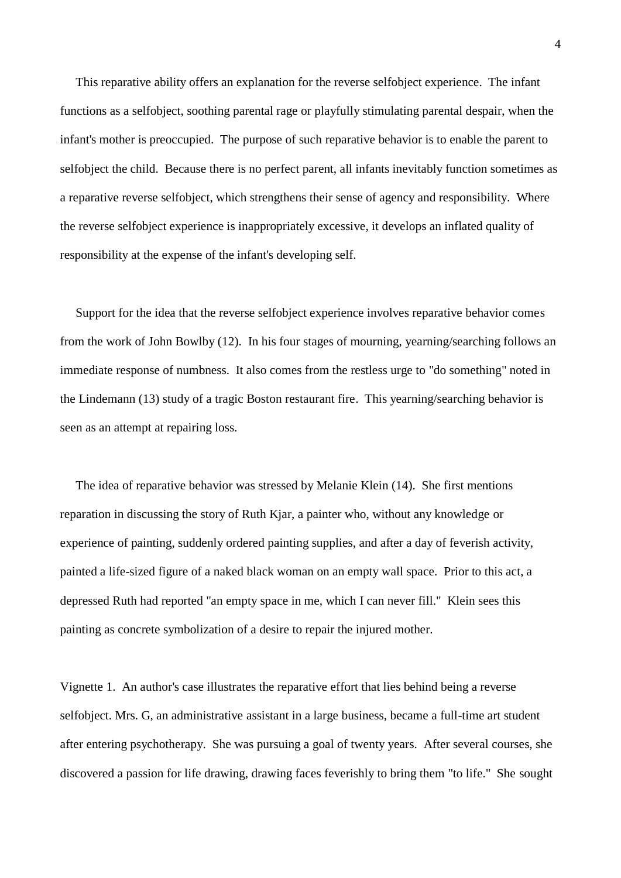This reparative ability offers an explanation for the reverse selfobject experience. The infant functions as a selfobject, soothing parental rage or playfully stimulating parental despair, when the infant's mother is preoccupied. The purpose of such reparative behavior is to enable the parent to selfobject the child. Because there is no perfect parent, all infants inevitably function sometimes as a reparative reverse selfobject, which strengthens their sense of agency and responsibility. Where the reverse selfobject experience is inappropriately excessive, it develops an inflated quality of responsibility at the expense of the infant's developing self.

Support for the idea that the reverse selfobject experience involves reparative behavior comes from the work of John Bowlby (12). In his four stages of mourning, yearning/searching follows an immediate response of numbness. It also comes from the restless urge to "do something" noted in the Lindemann (13) study of a tragic Boston restaurant fire. This yearning/searching behavior is seen as an attempt at repairing loss.

The idea of reparative behavior was stressed by Melanie Klein (14). She first mentions reparation in discussing the story of Ruth Kjar, a painter who, without any knowledge or experience of painting, suddenly ordered painting supplies, and after a day of feverish activity, painted a life-sized figure of a naked black woman on an empty wall space. Prior to this act, a depressed Ruth had reported "an empty space in me, which I can never fill." Klein sees this painting as concrete symbolization of a desire to repair the injured mother.

Vignette 1. An author's case illustrates the reparative effort that lies behind being a reverse selfobject. Mrs. G, an administrative assistant in a large business, became a full-time art student after entering psychotherapy. She was pursuing a goal of twenty years. After several courses, she discovered a passion for life drawing, drawing faces feverishly to bring them "to life." She sought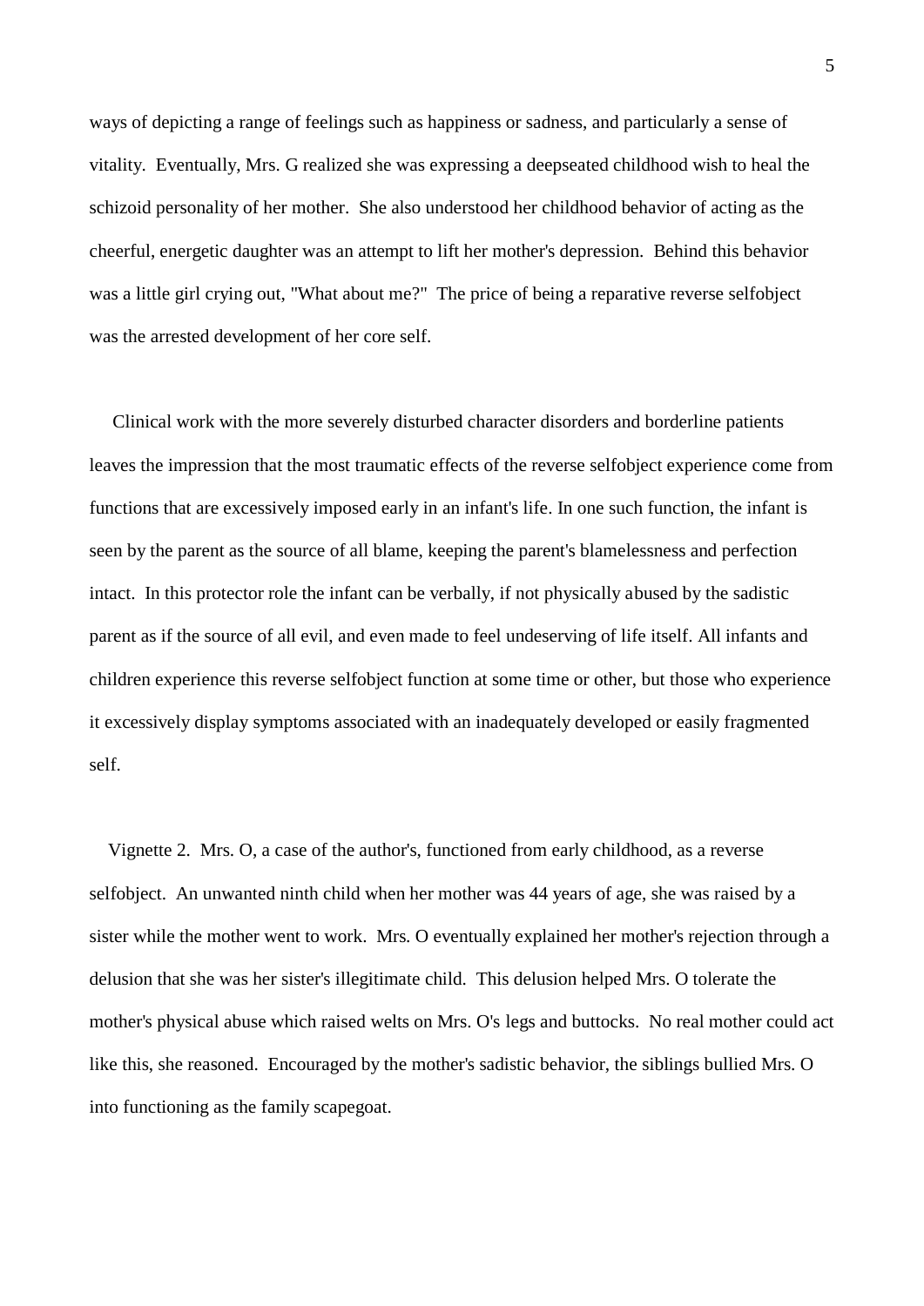ways of depicting a range of feelings such as happiness or sadness, and particularly a sense of vitality. Eventually, Mrs. G realized she was expressing a deepseated childhood wish to heal the schizoid personality of her mother. She also understood her childhood behavior of acting as the cheerful, energetic daughter was an attempt to lift her mother's depression. Behind this behavior was a little girl crying out, "What about me?" The price of being a reparative reverse selfobject was the arrested development of her core self.

Clinical work with the more severely disturbed character disorders and borderline patients leaves the impression that the most traumatic effects of the reverse selfobject experience come from functions that are excessively imposed early in an infant's life. In one such function, the infant is seen by the parent as the source of all blame, keeping the parent's blamelessness and perfection intact. In this protector role the infant can be verbally, if not physically abused by the sadistic parent as if the source of all evil, and even made to feel undeserving of life itself. All infants and children experience this reverse selfobject function at some time or other, but those who experience it excessively display symptoms associated with an inadequately developed or easily fragmented self.

Vignette 2. Mrs. O, a case of the author's, functioned from early childhood, as a reverse selfobject. An unwanted ninth child when her mother was 44 years of age, she was raised by a sister while the mother went to work. Mrs. O eventually explained her mother's rejection through a delusion that she was her sister's illegitimate child. This delusion helped Mrs. O tolerate the mother's physical abuse which raised welts on Mrs. O's legs and buttocks. No real mother could act like this, she reasoned. Encouraged by the mother's sadistic behavior, the siblings bullied Mrs. O into functioning as the family scapegoat.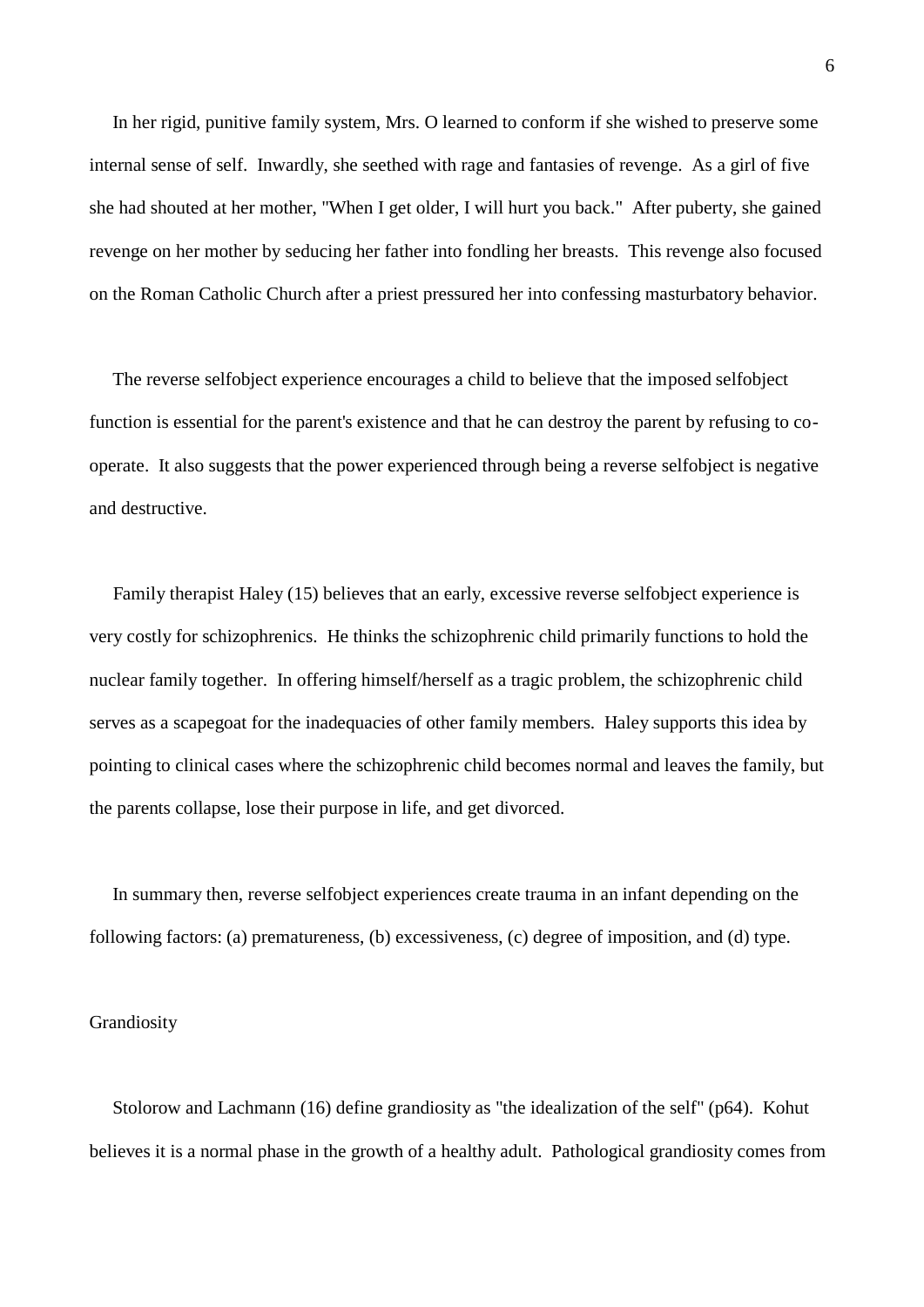In her rigid, punitive family system, Mrs. O learned to conform if she wished to preserve some internal sense of self. Inwardly, she seethed with rage and fantasies of revenge. As a girl of five she had shouted at her mother, "When I get older, I will hurt you back." After puberty, she gained revenge on her mother by seducing her father into fondling her breasts. This revenge also focused on the Roman Catholic Church after a priest pressured her into confessing masturbatory behavior.

The reverse selfobject experience encourages a child to believe that the imposed selfobject function is essential for the parent's existence and that he can destroy the parent by refusing to co-operate. It also suggests that the power experienced through being a reverse selfobject is negative and destructive.

Family therapist Haley (15) believes that an early, excessive reverse selfobject experience is very costly for schizophrenics. He thinks the schizophrenic child primarily functions to hold the nuclear family together. In offering himself/herself as a tragic problem, the schizophrenic child serves as a scapegoat for the inadequacies of other family members. Haley supports this idea by pointing to clinical cases where the schizophrenic child becomes normal and leaves the family, but the parents collapse, lose their purpose in life, and get divorced.

In summary then, reverse selfobject experiences create trauma in an infant depending on the following factors: (a) prematureness, (b) excessiveness, (c) degree of imposition, and (d) type.

## Grandiosity

Stolorow and Lachmann (16) define grandiosity as "the idealization of the self" (p64). Kohut believes it is a normal phase in the growth of a healthy adult. Pathological grandiosity comes from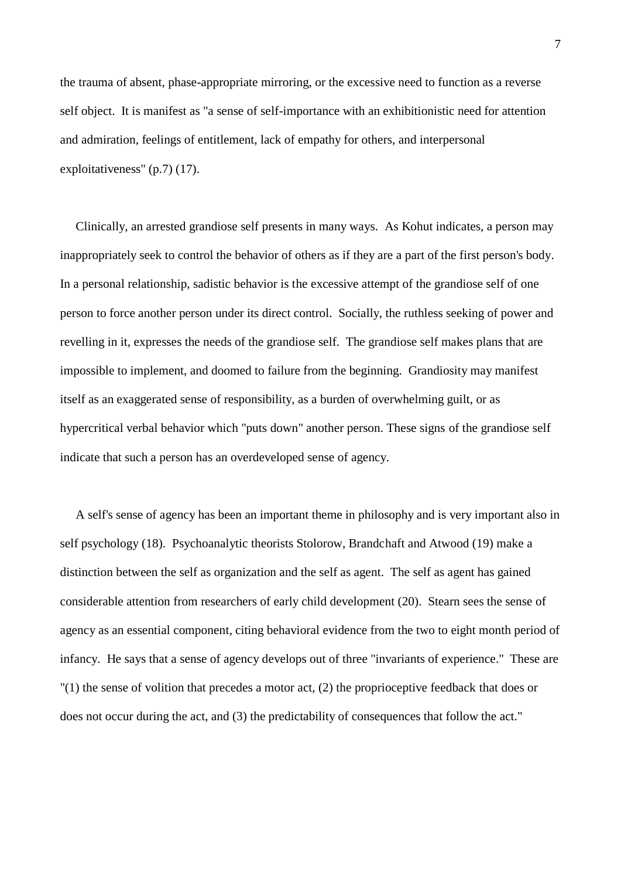the trauma of absent, phase-appropriate mirroring, or the excessive need to function as a reverse self object. It is manifest as "a sense of self-importance with an exhibitionistic need for attention and admiration, feelings of entitlement, lack of empathy for others, and interpersonal exploitativeness" (p.7) (17).

Clinically, an arrested grandiose self presents in many ways. As Kohut indicates, a person may inappropriately seek to control the behavior of others as if they are a part of the first person's body. In a personal relationship, sadistic behavior is the excessive attempt of the grandiose self of one person to force another person under its direct control. Socially, the ruthless seeking of power and revelling in it, expresses the needs of the grandiose self. The grandiose self makes plans that are impossible to implement, and doomed to failure from the beginning. Grandiosity may manifest itself as an exaggerated sense of responsibility, as a burden of overwhelming guilt, or as hypercritical verbal behavior which "puts down" another person. These signs of the grandiose self indicate that such a person has an overdeveloped sense of agency.

A self's sense of agency has been an important theme in philosophy and is very important also in self psychology (18). Psychoanalytic theorists Stolorow, Brandchaft and Atwood (19) make a distinction between the self as organization and the self as agent. The self as agent has gained considerable attention from researchers of early child development (20). Stearn sees the sense of agency as an essential component, citing behavioral evidence from the two to eight month period of infancy. He says that a sense of agency develops out of three "invariants of experience." These are "(1) the sense of volition that precedes a motor act, (2) the proprioceptive feedback that does or does not occur during the act, and (3) the predictability of consequences that follow the act."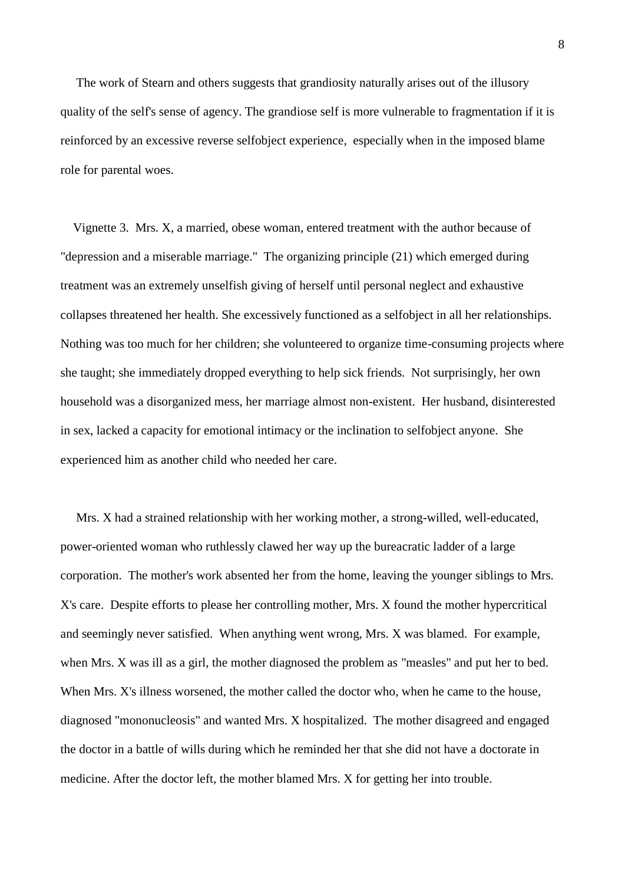The work of Stearn and others suggests that grandiosity naturally arises out of the illusory quality of the self's sense of agency. The grandiose self is more vulnerable to fragmentation if it is reinforced by an excessive reverse selfobject experience, especially when in the imposed blame role for parental woes.

Vignette 3. Mrs. X, a married, obese woman, entered treatment with the author because of "depression and a miserable marriage." The organizing principle (21) which emerged during treatment was an extremely unselfish giving of herself until personal neglect and exhaustive collapses threatened her health. She excessively functioned as a selfobject in all her relationships. Nothing was too much for her children; she volunteered to organize time-consuming projects where she taught; she immediately dropped everything to help sick friends. Not surprisingly, her own household was a disorganized mess, her marriage almost non-existent. Her husband, disinterested in sex, lacked a capacity for emotional intimacy or the inclination to selfobject anyone. She experienced him as another child who needed her care.

Mrs. X had a strained relationship with her working mother, a strong-willed, well-educated, power-oriented woman who ruthlessly clawed her way up the bureacratic ladder of a large corporation. The mother's work absented her from the home, leaving the younger siblings to Mrs. X's care. Despite efforts to please her controlling mother, Mrs. X found the mother hypercritical and seemingly never satisfied. When anything went wrong, Mrs. X was blamed. For example, when Mrs. X was ill as a girl, the mother diagnosed the problem as "measles" and put her to bed. When Mrs. X's illness worsened, the mother called the doctor who, when he came to the house, diagnosed "mononucleosis" and wanted Mrs. X hospitalized. The mother disagreed and engaged the doctor in a battle of wills during which he reminded her that she did not have a doctorate in medicine. After the doctor left, the mother blamed Mrs. X for getting her into trouble.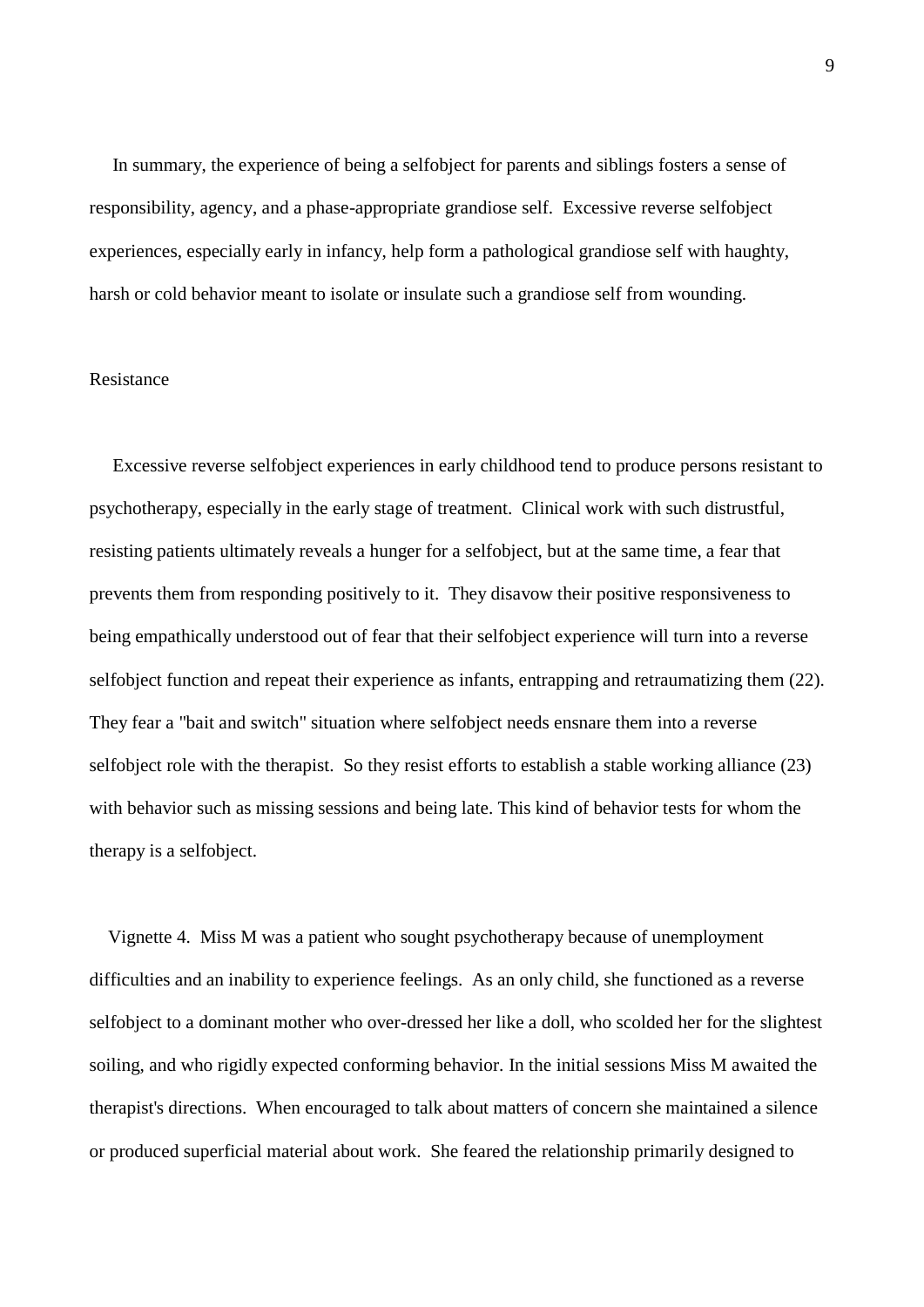In summary, the experience of being a selfobject for parents and siblings fosters a sense of responsibility, agency, and a phase-appropriate grandiose self. Excessive reverse selfobject experiences, especially early in infancy, help form a pathological grandiose self with haughty, harsh or cold behavior meant to isolate or insulate such a grandiose self from wounding.

## Resistance

Excessive reverse selfobject experiences in early childhood tend to produce persons resistant to psychotherapy, especially in the early stage of treatment. Clinical work with such distrustful, resisting patients ultimately reveals a hunger for a selfobject, but at the same time, a fear that prevents them from responding positively to it. They disavow their positive responsiveness to being empathically understood out of fear that their selfobject experience will turn into a reverse selfobject function and repeat their experience as infants, entrapping and retraumatizing them (22). They fear a "bait and switch" situation where selfobject needs ensnare them into a reverse selfobject role with the therapist. So they resist efforts to establish a stable working alliance (23) with behavior such as missing sessions and being late. This kind of behavior tests for whom the therapy is a selfobject.

Vignette 4. Miss M was a patient who sought psychotherapy because of unemployment difficulties and an inability to experience feelings. As an only child, she functioned as a reverse selfobject to a dominant mother who over-dressed her like a doll, who scolded her for the slightest soiling, and who rigidly expected conforming behavior. In the initial sessions Miss M awaited the therapist's directions. When encouraged to talk about matters of concern she maintained a silence or produced superficial material about work. She feared the relationship primarily designed to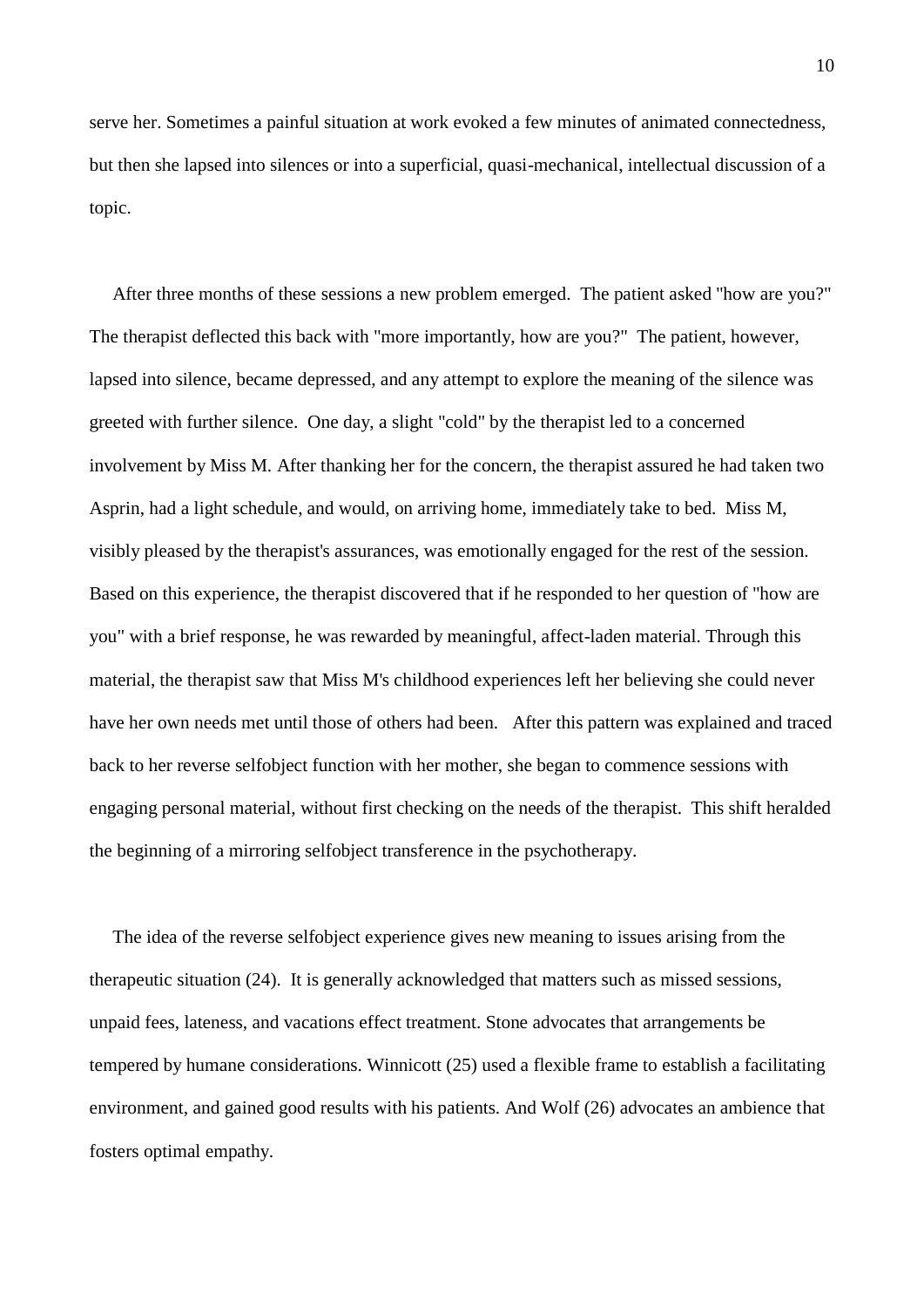serve her. Sometimes a painful situation at work evoked a few minutes of animated connectedness, but then she lapsed into silences or into a superficial, quasi-mechanical, intellectual discussion of a topic.

After three months of these sessions a new problem emerged. The patient asked "how are you?" The therapist deflected this back with "more importantly, how are you?" The patient, however, lapsed into silence, became depressed, and any attempt to explore the meaning of the silence was greeted with further silence. One day, a slight "cold" by the therapist led to a concerned involvement by Miss M. After thanking her for the concern, the therapist assured he had taken two Asprin, had a light schedule, and would, on arriving home, immediately take to bed. Miss M, visibly pleased by the therapist's assurances, was emotionally engaged for the rest of the session. Based on this experience, the therapist discovered that if he responded to her question of "how are you" with a brief response, he was rewarded by meaningful, affect-laden material. Through this material, the therapist saw that Miss M's childhood experiences left her believing she could never have her own needs met until those of others had been. After this pattern was explained and traced back to her reverse selfobject function with her mother, she began to commence sessions with engaging personal material, without first checking on the needs of the therapist. This shift heralded the beginning of a mirroring selfobject transference in the psychotherapy.

The idea of the reverse selfobject experience gives new meaning to issues arising from the therapeutic situation (24). It is generally acknowledged that matters such as missed sessions, unpaid fees, lateness, and vacations effect treatment. Stone advocates that arrangements be tempered by humane considerations. Winnicott (25) used a flexible frame to establish a facilitating environment, and gained good results with his patients. And Wolf (26) advocates an ambience that fosters optimal empathy.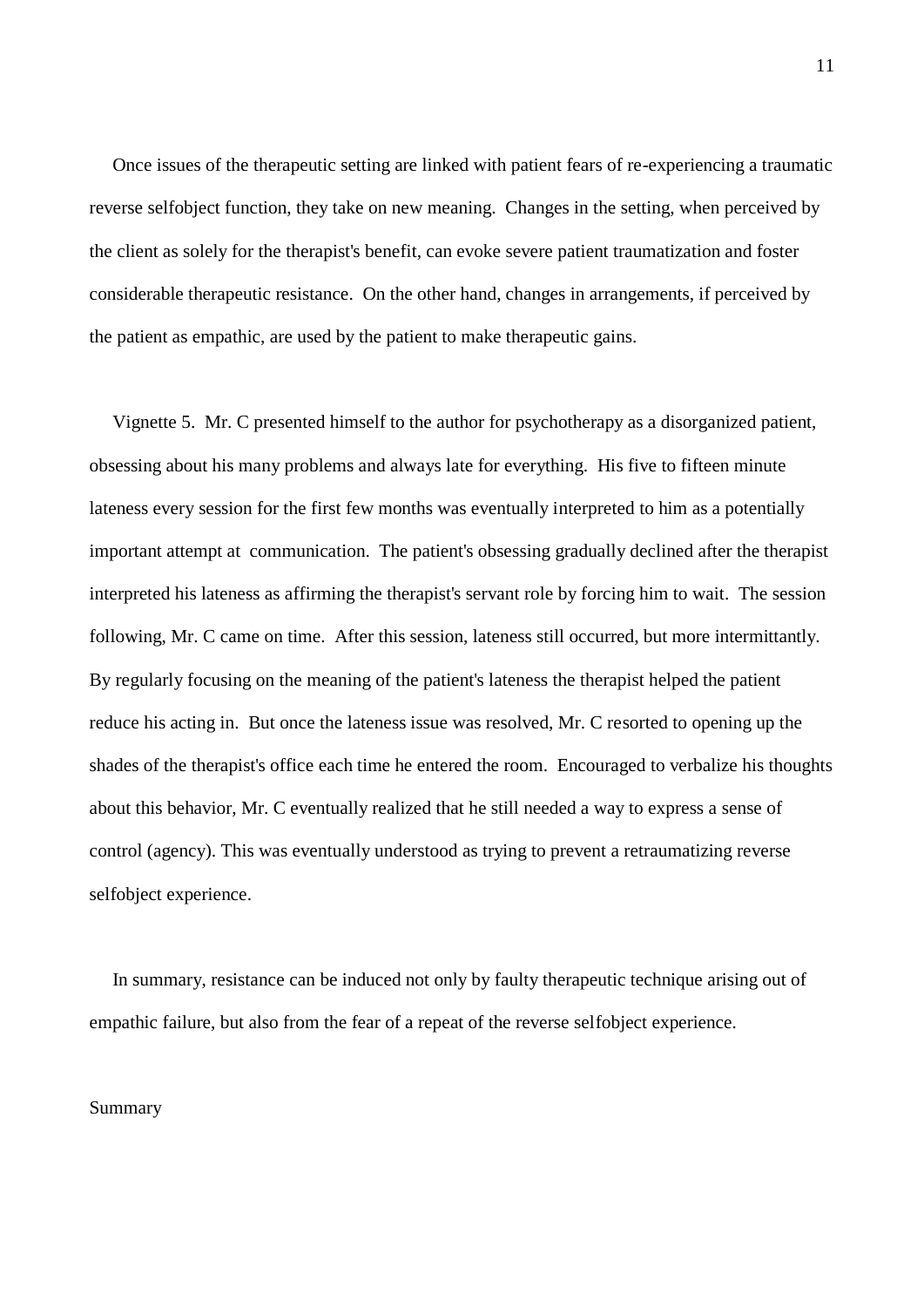Once issues of the therapeutic setting are linked with patient fears of re-experiencing a traumatic reverse selfobject function, they take on new meaning. Changes in the setting, when perceived by the client as solely for the therapist's benefit, can evoke severe patient traumatization and foster considerable therapeutic resistance. On the other hand, changes in arrangements, if perceived by the patient as empathic, are used by the patient to make therapeutic gains.

Vignette 5. Mr. C presented himself to the author for psychotherapy as a disorganized patient, obsessing about his many problems and always late for everything. His five to fifteen minute lateness every session for the first few months was eventually interpreted to him as a potentially important attempt at communication. The patient's obsessing gradually declined after the therapist interpreted his lateness as affirming the therapist's servant role by forcing him to wait. The session following, Mr. C came on time. After this session, lateness still occurred, but more intermittantly. By regularly focusing on the meaning of the patient's lateness the therapist helped the patient reduce his acting in. But once the lateness issue was resolved, Mr. C resorted to opening up the shades of the therapist's office each time he entered the room. Encouraged to verbalize his thoughts about this behavior, Mr. C eventually realized that he still needed a way to express a sense of control (agency). This was eventually understood as trying to prevent a retraumatizing reverse selfobject experience.

In summary, resistance can be induced not only by faulty therapeutic technique arising out of empathic failure, but also from the fear of a repeat of the reverse selfobject experience.

## Summary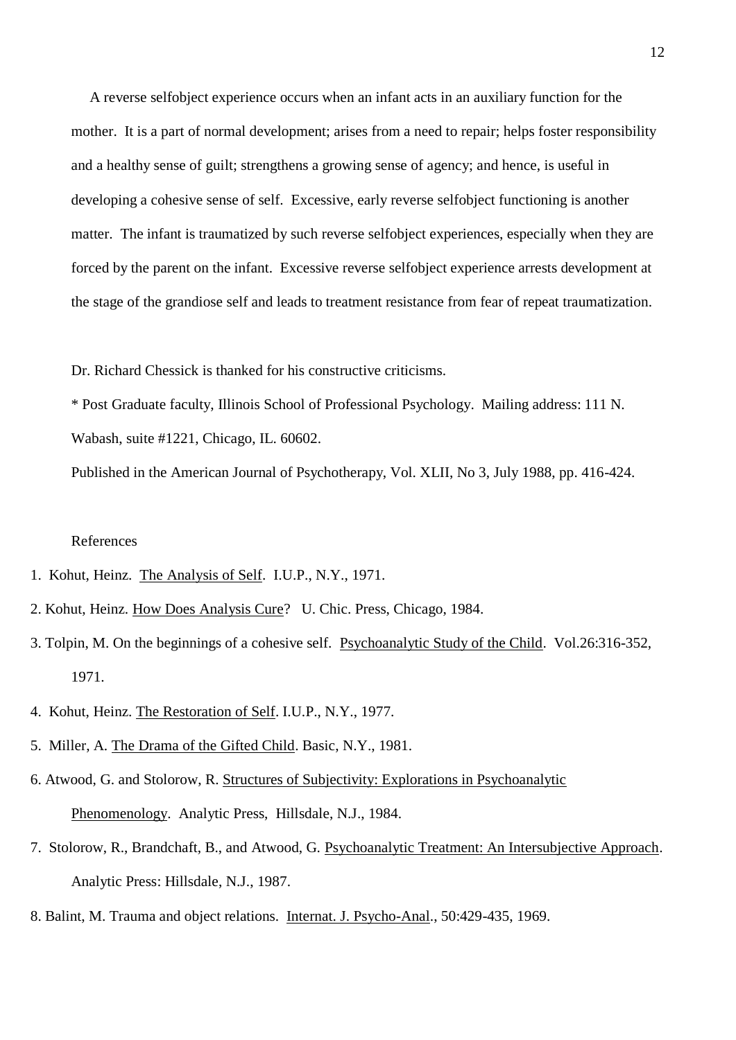A reverse selfobject experience occurs when an infant acts in an auxiliary function for the mother. It is a part of normal development; arises from a need to repair; helps foster responsibility and a healthy sense of guilt; strengthens a growing sense of agency; and hence, is useful in developing a cohesive sense of self. Excessive, early reverse selfobject functioning is another matter. The infant is traumatized by such reverse selfobject experiences, especially when they are forced by the parent on the infant. Excessive reverse selfobject experience arrests development at the stage of the grandiose self and leads to treatment resistance from fear of repeat traumatization.

Dr. Richard Chessick is thanked for his constructive criticisms.

* Post Graduate faculty, Illinois School of Professional Psychology. Mailing address: 111 N. Wabash, suite #1221, Chicago, IL. 60602.

Published in the American Journal of Psychotherapy, Vol. XLII, No 3, July 1988, pp. 416-424.

References

1. Kohut, Heinz. The Analysis of Self. I.U.P., N.Y., 1971.
2. Kohut, Heinz. How Does Analysis Cure? U. Chic. Press, Chicago, 1984.
3. Tolpin, M. On the beginnings of a cohesive self. Psychoanalytic Study of the Child. Vol.26:316-352, 1971.
4. Kohut, Heinz. The Restoration of Self. I.U.P., N.Y., 1977.
5. Miller, A. The Drama of the Gifted Child. Basic, N.Y., 1981.
6. Atwood, G. and Stolorow, R. Structures of Subjectivity: Explorations in Psychoanalytic Phenomenology. Analytic Press, Hillsdale, N.J., 1984.
7. Stolorow, R., Brandchaft, B., and Atwood, G. Psychoanalytic Treatment: An Intersubjective Approach. Analytic Press: Hillsdale, N.J., 1987.
8. Balint, M. Trauma and object relations. Internat. J. Psycho-Anal., 50:429-435, 1969.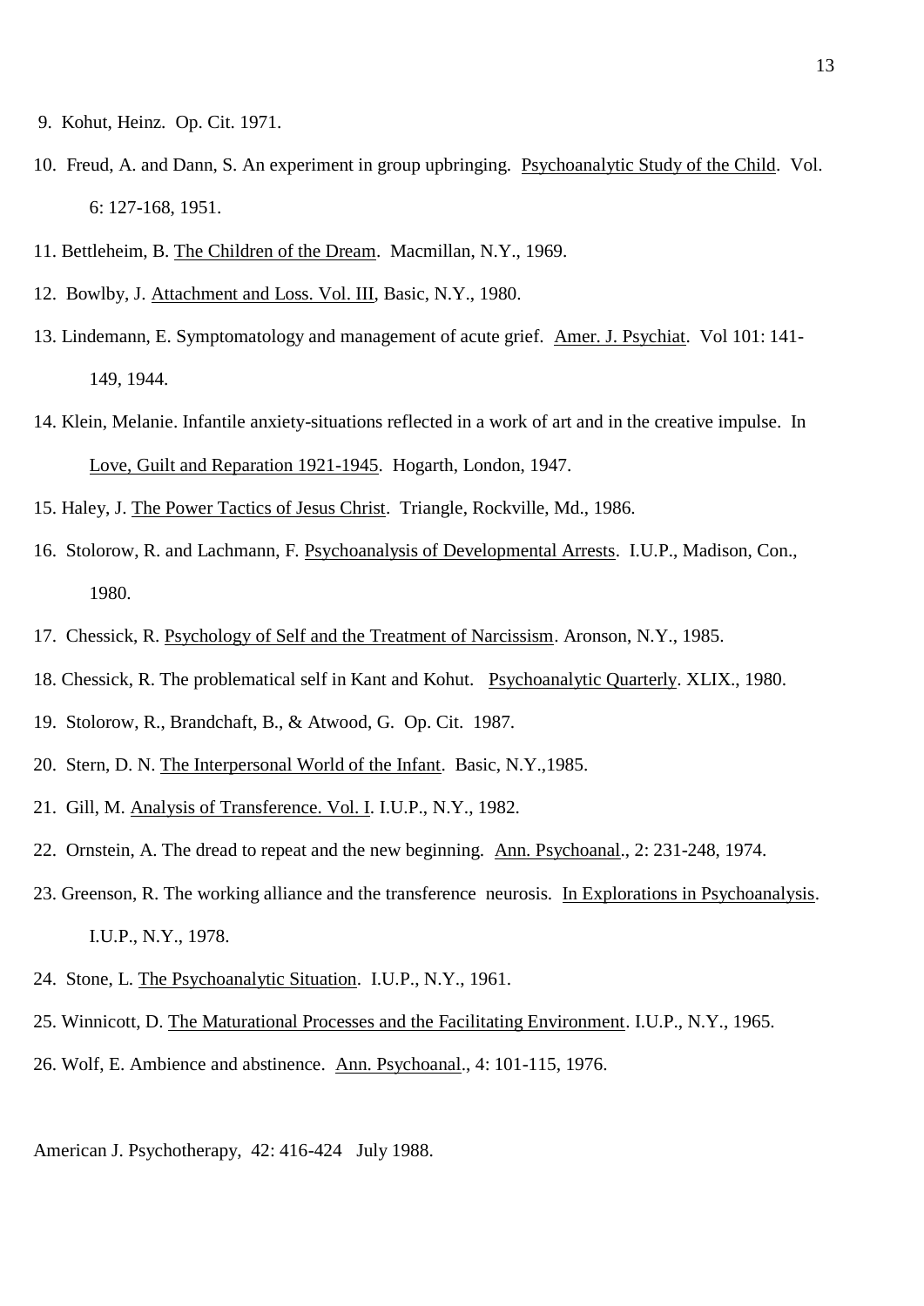9. Kohut, Heinz. Op. Cit. 1971.

10. Freud, A. and Dann, S. An experiment in group upbringing. <u>Psychoanalytic Study of the Child</u>. Vol. 6: 127-168, 1951.

11. Bettleheim, B. <u>The Children of the Dream</u>. Macmillan, N.Y., 1969.

12. Bowlby, J. <u>Attachment and Loss. Vol. III</u>, Basic, N.Y., 1980.

13. Lindemann, E. Symptomatology and management of acute grief. <u>Amer. J. Psychiat</u>. Vol 101: 141-149, 1944.

14. Klein, Melanie. Infantile anxiety-situations reflected in a work of art and in the creative impulse. In <u>Love, Guilt and Reparation 1921-1945</u>. Hogarth, London, 1947.

15. Haley, J. <u>The Power Tactics of Jesus Christ</u>. Triangle, Rockville, Md., 1986.

16. Stolorow, R. and Lachmann, F. <u>Psychoanalysis of Developmental Arrests</u>. I.U.P., Madison, Con., 1980.

17. Chessick, R. <u>Psychology of Self and the Treatment of Narcissism</u>. Aronson, N.Y., 1985.

18. Chessick, R. The problematical self in Kant and Kohut. <u>Psychoanalytic Quarterly</u>. XLIX., 1980.

19. Stolorow, R., Brandchaft, B., & Atwood, G. Op. Cit. 1987.

20. Stern, D. N. <u>The Interpersonal World of the Infant</u>. Basic, N.Y.,1985.

21. Gill, M. <u>Analysis of Transference. Vol. I</u>. I.U.P., N.Y., 1982.

22. Ornstein, A. The dread to repeat and the new beginning. <u>Ann. Psychoanal</u>., 2: 231-248, 1974.

23. Greenson, R. The working alliance and the transference neurosis. <u>In Explorations in Psychoanalysis</u>. I.U.P., N.Y., 1978.

24. Stone, L. <u>The Psychoanalytic Situation</u>. I.U.P., N.Y., 1961.

25. Winnicott, D. <u>The Maturational Processes and the Facilitating Environment</u>. I.U.P., N.Y., 1965.

26. Wolf, E. Ambience and abstinence. <u>Ann. Psychoanal</u>., 4: 101-115, 1976.

American J. Psychotherapy, 42: 416-424 July 1988.